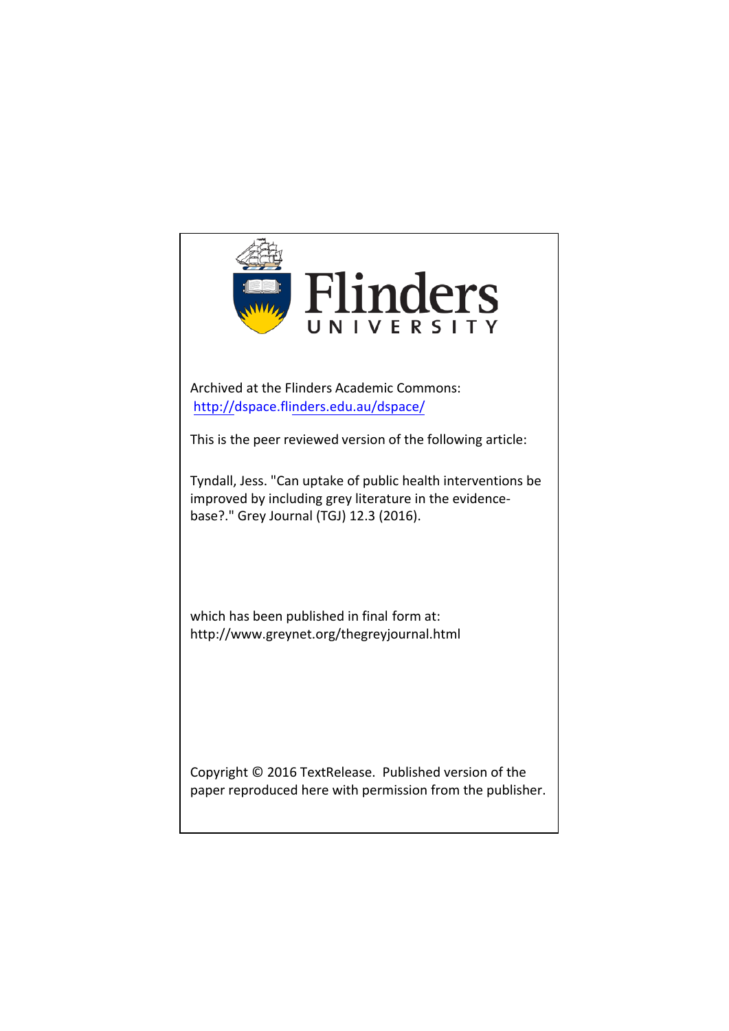Flinders UNIVERSITY

Archived at the Flinders Academic Commons:
http://dspace.flinders.edu.au/dspace/

This is the peer reviewed version of the following article:

Tyndall, Jess. "Can uptake of public health interventions be improved by including grey literature in the evidence-base?." Grey Journal (TGJ) 12.3 (2016).

which has been published in final form at:
http://www.greynet.org/thegreyjournal.html

Copyright © 2016 TextRelease. Published version of the paper reproduced here with permission from the publisher.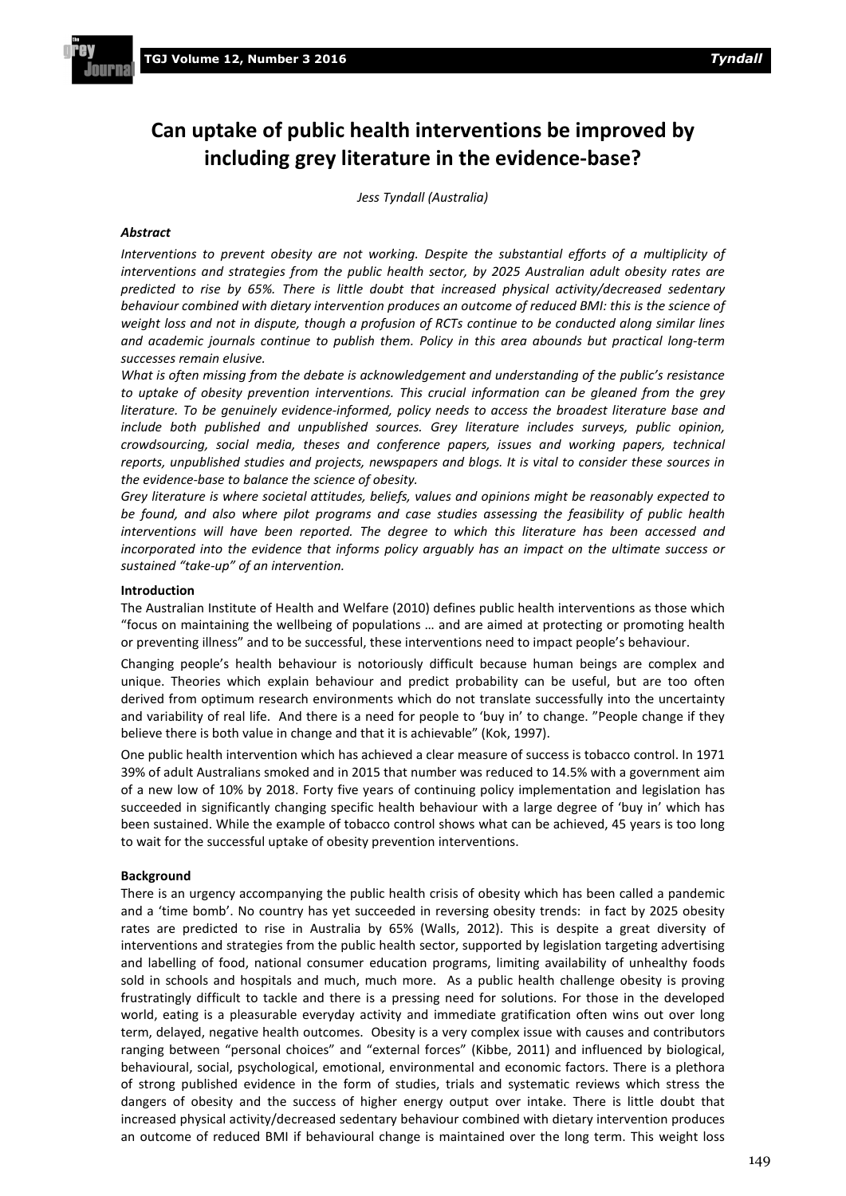# Can uptake of public health interventions be improved by including grey literature in the evidence-base?

*Jess Tyndall (Australia)*

### *Abstract*

*Interventions to prevent obesity are not working. Despite the substantial efforts of a multiplicity of interventions and strategies from the public health sector, by 2025 Australian adult obesity rates are predicted to rise by 65%. There is little doubt that increased physical activity/decreased sedentary behaviour combined with dietary intervention produces an outcome of reduced BMI: this is the science of weight loss and not in dispute, though a profusion of RCTs continue to be conducted along similar lines and academic journals continue to publish them. Policy in this area abounds but practical long-term successes remain elusive.*

*What is often missing from the debate is acknowledgement and understanding of the public's resistance to uptake of obesity prevention interventions. This crucial information can be gleaned from the grey literature. To be genuinely evidence-informed, policy needs to access the broadest literature base and include both published and unpublished sources. Grey literature includes surveys, public opinion, crowdsourcing, social media, theses and conference papers, issues and working papers, technical reports, unpublished studies and projects, newspapers and blogs. It is vital to consider these sources in the evidence-base to balance the science of obesity.*

*Grey literature is where societal attitudes, beliefs, values and opinions might be reasonably expected to be found, and also where pilot programs and case studies assessing the feasibility of public health interventions will have been reported. The degree to which this literature has been accessed and incorporated into the evidence that informs policy arguably has an impact on the ultimate success or sustained "take-up" of an intervention.*

### Introduction

The Australian Institute of Health and Welfare (2010) defines public health interventions as those which "focus on maintaining the wellbeing of populations … and are aimed at protecting or promoting health or preventing illness" and to be successful, these interventions need to impact people's behaviour.

Changing people's health behaviour is notoriously difficult because human beings are complex and unique. Theories which explain behaviour and predict probability can be useful, but are too often derived from optimum research environments which do not translate successfully into the uncertainty and variability of real life. And there is a need for people to 'buy in' to change. "People change if they believe there is both value in change and that it is achievable" (Kok, 1997).

One public health intervention which has achieved a clear measure of success is tobacco control. In 1971 39% of adult Australians smoked and in 2015 that number was reduced to 14.5% with a government aim of a new low of 10% by 2018. Forty five years of continuing policy implementation and legislation has succeeded in significantly changing specific health behaviour with a large degree of 'buy in' which has been sustained. While the example of tobacco control shows what can be achieved, 45 years is too long to wait for the successful uptake of obesity prevention interventions.

### Background

There is an urgency accompanying the public health crisis of obesity which has been called a pandemic and a 'time bomb'. No country has yet succeeded in reversing obesity trends: in fact by 2025 obesity rates are predicted to rise in Australia by 65% (Walls, 2012). This is despite a great diversity of interventions and strategies from the public health sector, supported by legislation targeting advertising and labelling of food, national consumer education programs, limiting availability of unhealthy foods sold in schools and hospitals and much, much more. As a public health challenge obesity is proving frustratingly difficult to tackle and there is a pressing need for solutions. For those in the developed world, eating is a pleasurable everyday activity and immediate gratification often wins out over long term, delayed, negative health outcomes. Obesity is a very complex issue with causes and contributors ranging between "personal choices" and "external forces" (Kibbe, 2011) and influenced by biological, behavioural, social, psychological, emotional, environmental and economic factors. There is a plethora of strong published evidence in the form of studies, trials and systematic reviews which stress the dangers of obesity and the success of higher energy output over intake. There is little doubt that increased physical activity/decreased sedentary behaviour combined with dietary intervention produces an outcome of reduced BMI if behavioural change is maintained over the long term. This weight loss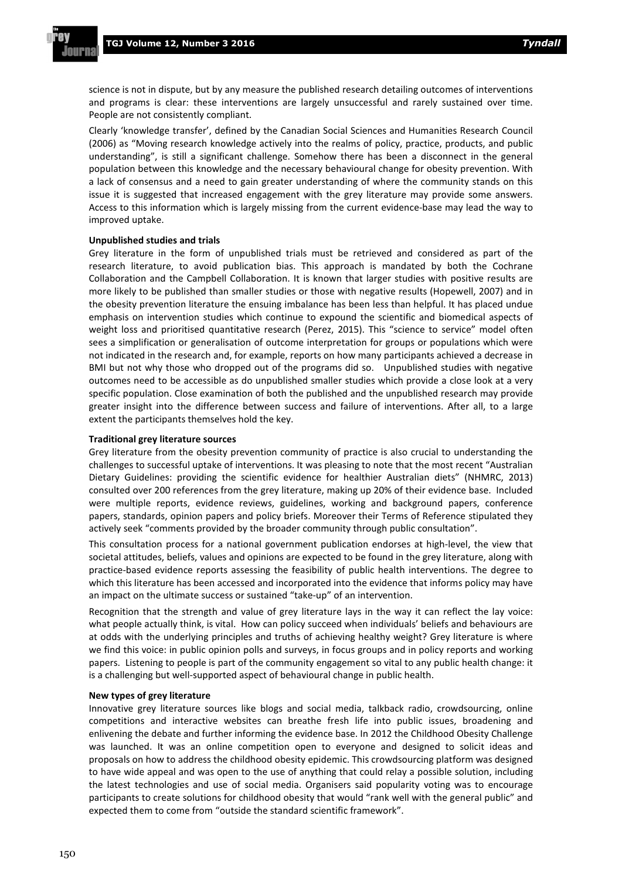science is not in dispute, but by any measure the published research detailing outcomes of interventions and programs is clear: these interventions are largely unsuccessful and rarely sustained over time. People are not consistently compliant.

Clearly 'knowledge transfer', defined by the Canadian Social Sciences and Humanities Research Council (2006) as "Moving research knowledge actively into the realms of policy, practice, products, and public understanding", is still a significant challenge. Somehow there has been a disconnect in the general population between this knowledge and the necessary behavioural change for obesity prevention. With a lack of consensus and a need to gain greater understanding of where the community stands on this issue it is suggested that increased engagement with the grey literature may provide some answers. Access to this information which is largely missing from the current evidence-base may lead the way to improved uptake.

**Unpublished studies and trials**

Grey literature in the form of unpublished trials must be retrieved and considered as part of the research literature, to avoid publication bias. This approach is mandated by both the Cochrane Collaboration and the Campbell Collaboration. It is known that larger studies with positive results are more likely to be published than smaller studies or those with negative results (Hopewell, 2007) and in the obesity prevention literature the ensuing imbalance has been less than helpful. It has placed undue emphasis on intervention studies which continue to expound the scientific and biomedical aspects of weight loss and prioritised quantitative research (Perez, 2015). This "science to service" model often sees a simplification or generalisation of outcome interpretation for groups or populations which were not indicated in the research and, for example, reports on how many participants achieved a decrease in BMI but not why those who dropped out of the programs did so. Unpublished studies with negative outcomes need to be accessible as do unpublished smaller studies which provide a close look at a very specific population. Close examination of both the published and the unpublished research may provide greater insight into the difference between success and failure of interventions. After all, to a large extent the participants themselves hold the key.

**Traditional grey literature sources**

Grey literature from the obesity prevention community of practice is also crucial to understanding the challenges to successful uptake of interventions. It was pleasing to note that the most recent "Australian Dietary Guidelines: providing the scientific evidence for healthier Australian diets" (NHMRC, 2013) consulted over 200 references from the grey literature, making up 20% of their evidence base. Included were multiple reports, evidence reviews, guidelines, working and background papers, conference papers, standards, opinion papers and policy briefs. Moreover their Terms of Reference stipulated they actively seek "comments provided by the broader community through public consultation".

This consultation process for a national government publication endorses at high-level, the view that societal attitudes, beliefs, values and opinions are expected to be found in the grey literature, along with practice-based evidence reports assessing the feasibility of public health interventions. The degree to which this literature has been accessed and incorporated into the evidence that informs policy may have an impact on the ultimate success or sustained "take-up" of an intervention.

Recognition that the strength and value of grey literature lays in the way it can reflect the lay voice: what people actually think, is vital. How can policy succeed when individuals' beliefs and behaviours are at odds with the underlying principles and truths of achieving healthy weight? Grey literature is where we find this voice: in public opinion polls and surveys, in focus groups and in policy reports and working papers. Listening to people is part of the community engagement so vital to any public health change: it is a challenging but well-supported aspect of behavioural change in public health.

**New types of grey literature**

Innovative grey literature sources like blogs and social media, talkback radio, crowdsourcing, online competitions and interactive websites can breathe fresh life into public issues, broadening and enlivening the debate and further informing the evidence base. In 2012 the Childhood Obesity Challenge was launched. It was an online competition open to everyone and designed to solicit ideas and proposals on how to address the childhood obesity epidemic. This crowdsourcing platform was designed to have wide appeal and was open to the use of anything that could relay a possible solution, including the latest technologies and use of social media. Organisers said popularity voting was to encourage participants to create solutions for childhood obesity that would "rank well with the general public" and expected them to come from "outside the standard scientific framework".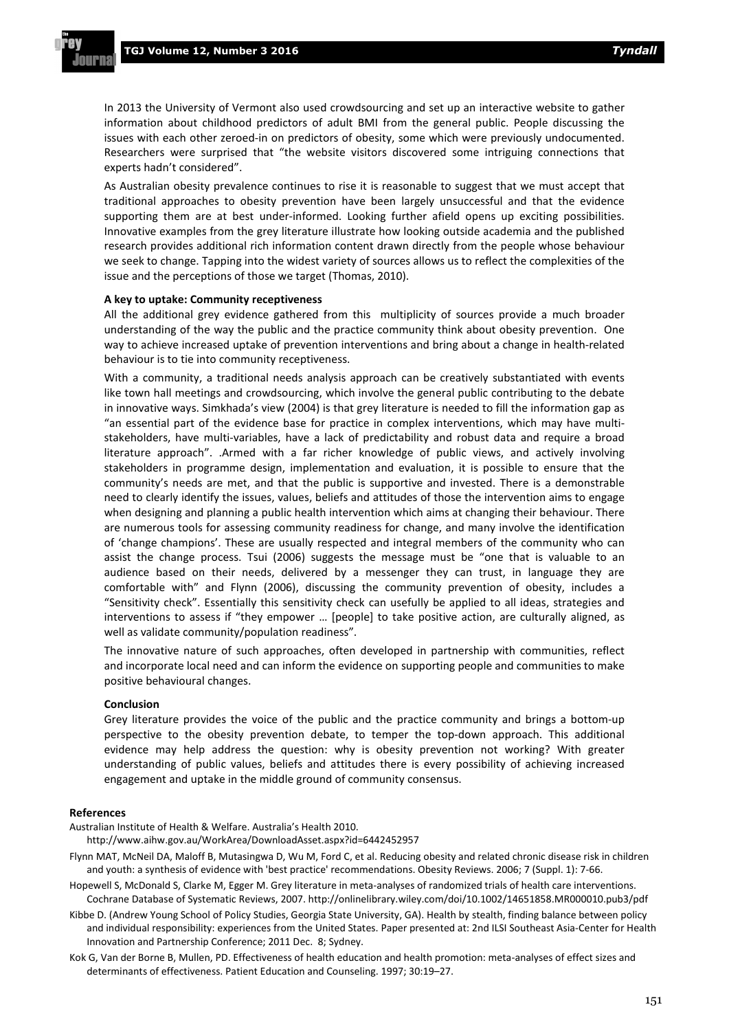In 2013 the University of Vermont also used crowdsourcing and set up an interactive website to gather information about childhood predictors of adult BMI from the general public. People discussing the issues with each other zeroed-in on predictors of obesity, some which were previously undocumented. Researchers were surprised that "the website visitors discovered some intriguing connections that experts hadn't considered".

As Australian obesity prevalence continues to rise it is reasonable to suggest that we must accept that traditional approaches to obesity prevention have been largely unsuccessful and that the evidence supporting them are at best under-informed. Looking further afield opens up exciting possibilities. Innovative examples from the grey literature illustrate how looking outside academia and the published research provides additional rich information content drawn directly from the people whose behaviour we seek to change. Tapping into the widest variety of sources allows us to reflect the complexities of the issue and the perceptions of those we target (Thomas, 2010).

**A key to uptake: Community receptiveness**

All the additional grey evidence gathered from this multiplicity of sources provide a much broader understanding of the way the public and the practice community think about obesity prevention. One way to achieve increased uptake of prevention interventions and bring about a change in health-related behaviour is to tie into community receptiveness.

With a community, a traditional needs analysis approach can be creatively substantiated with events like town hall meetings and crowdsourcing, which involve the general public contributing to the debate in innovative ways. Simkhada's view (2004) is that grey literature is needed to fill the information gap as "an essential part of the evidence base for practice in complex interventions, which may have multi-stakeholders, have multi-variables, have a lack of predictability and robust data and require a broad literature approach". .Armed with a far richer knowledge of public views, and actively involving stakeholders in programme design, implementation and evaluation, it is possible to ensure that the community's needs are met, and that the public is supportive and invested. There is a demonstrable need to clearly identify the issues, values, beliefs and attitudes of those the intervention aims to engage when designing and planning a public health intervention which aims at changing their behaviour. There are numerous tools for assessing community readiness for change, and many involve the identification of 'change champions'. These are usually respected and integral members of the community who can assist the change process. Tsui (2006) suggests the message must be "one that is valuable to an audience based on their needs, delivered by a messenger they can trust, in language they are comfortable with" and Flynn (2006), discussing the community prevention of obesity, includes a "Sensitivity check". Essentially this sensitivity check can usefully be applied to all ideas, strategies and interventions to assess if "they empower … [people] to take positive action, are culturally aligned, as well as validate community/population readiness".

The innovative nature of such approaches, often developed in partnership with communities, reflect and incorporate local need and can inform the evidence on supporting people and communities to make positive behavioural changes.

**Conclusion**

Grey literature provides the voice of the public and the practice community and brings a bottom-up perspective to the obesity prevention debate, to temper the top-down approach. This additional evidence may help address the question: why is obesity prevention not working? With greater understanding of public values, beliefs and attitudes there is every possibility of achieving increased engagement and uptake in the middle ground of community consensus.

## References

Australian Institute of Health & Welfare. Australia's Health 2010. http://www.aihw.gov.au/WorkArea/DownloadAsset.aspx?id=6442452957

Flynn MAT, McNeil DA, Maloff B, Mutasingwa D, Wu M, Ford C, et al. Reducing obesity and related chronic disease risk in children and youth: a synthesis of evidence with 'best practice' recommendations. Obesity Reviews. 2006; 7 (Suppl. 1): 7-66.

Hopewell S, McDonald S, Clarke M, Egger M. Grey literature in meta-analyses of randomized trials of health care interventions. Cochrane Database of Systematic Reviews, 2007. http://onlinelibrary.wiley.com/doi/10.1002/14651858.MR000010.pub3/pdf

Kibbe D. (Andrew Young School of Policy Studies, Georgia State University, GA). Health by stealth, finding balance between policy and individual responsibility: experiences from the United States. Paper presented at: 2nd ILSI Southeast Asia-Center for Health Innovation and Partnership Conference; 2011 Dec. 8; Sydney.

Kok G, Van der Borne B, Mullen, PD. Effectiveness of health education and health promotion: meta-analyses of effect sizes and determinants of effectiveness. Patient Education and Counseling. 1997; 30:19–27.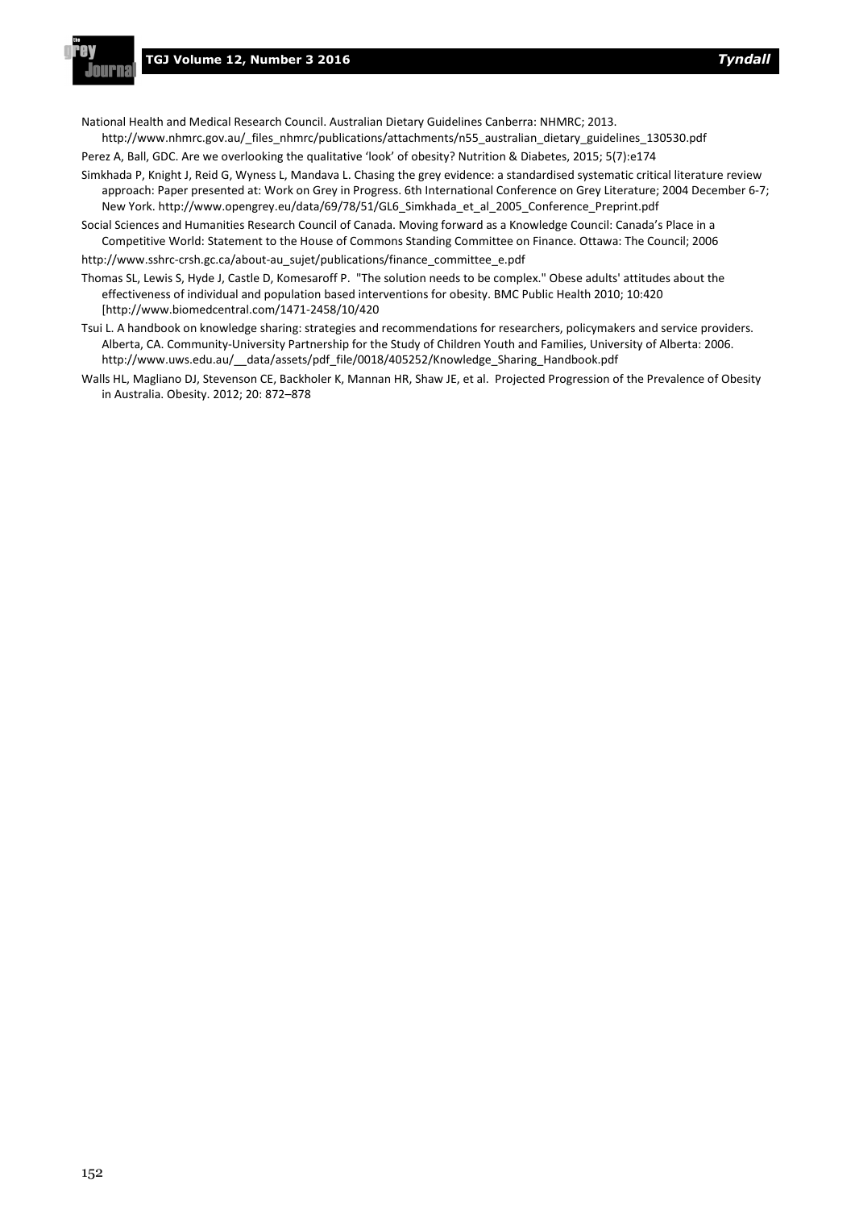National Health and Medical Research Council. Australian Dietary Guidelines Canberra: NHMRC; 2013. http://www.nhmrc.gov.au/_files_nhmrc/publications/attachments/n55_australian_dietary_guidelines_130530.pdf

Perez A, Ball, GDC. Are we overlooking the qualitative 'look' of obesity? Nutrition & Diabetes, 2015; 5(7):e174

Simkhada P, Knight J, Reid G, Wyness L, Mandava L. Chasing the grey evidence: a standardised systematic critical literature review approach: Paper presented at: Work on Grey in Progress. 6th International Conference on Grey Literature; 2004 December 6-7; New York. http://www.opengrey.eu/data/69/78/51/GL6_Simkhada_et_al_2005_Conference_Preprint.pdf

Social Sciences and Humanities Research Council of Canada. Moving forward as a Knowledge Council: Canada's Place in a Competitive World: Statement to the House of Commons Standing Committee on Finance. Ottawa: The Council; 2006

http://www.sshrc-crsh.gc.ca/about-au_sujet/publications/finance_committee_e.pdf

Thomas SL, Lewis S, Hyde J, Castle D, Komesaroff P. "The solution needs to be complex." Obese adults' attitudes about the effectiveness of individual and population based interventions for obesity. BMC Public Health 2010; 10:420 [http://www.biomedcentral.com/1471-2458/10/420

Tsui L. A handbook on knowledge sharing: strategies and recommendations for researchers, policymakers and service providers. Alberta, CA. Community-University Partnership for the Study of Children Youth and Families, University of Alberta: 2006. http://www.uws.edu.au/__data/assets/pdf_file/0018/405252/Knowledge_Sharing_Handbook.pdf

Walls HL, Magliano DJ, Stevenson CE, Backholer K, Mannan HR, Shaw JE, et al. Projected Progression of the Prevalence of Obesity in Australia. Obesity. 2012; 20: 872–878